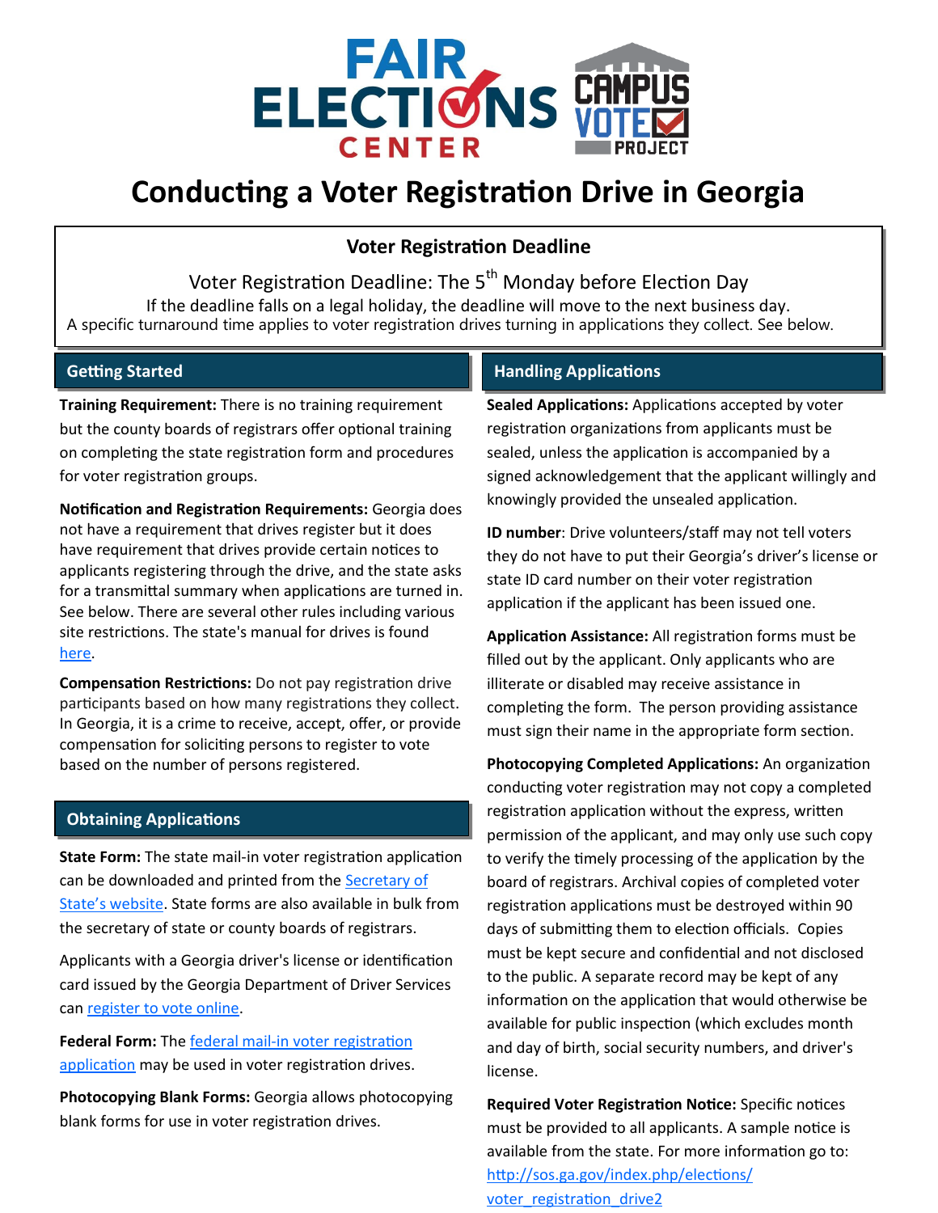# Conducting a Voter Registration Drive in Georgia

## Voter Registration Deadline

Voter Registration Deadline: The 5th Monday before Election Day

If the deadline falls on a legal holiday, the deadline will move to the next business day.

A specific turnaround time applies to voter registration drives turning in applications they collect. See below.

## Getting Started

**Training Requirement:** There is no training requirement but the county boards of registrars offer optional training on completing the state registration form and procedures for voter registration groups.

**Notification and Registration Requirements:** Georgia does not have a requirement that drives register but it does have requirement that drives provide certain notices to applicants registering through the drive, and the state asks for a transmittal summary when applications are turned in. See below. There are several other rules including various site restrictions. The state's manual for drives is found [here](#).

**Compensation Restrictions:** Do not pay registration drive participants based on how many registrations they collect. In Georgia, it is a crime to receive, accept, offer, or provide compensation for soliciting persons to register to vote based on the number of persons registered.

## Obtaining Applications

**State Form:** The state mail-in voter registration application can be downloaded and printed from the [Secretary of State's website](#). State forms are also available in bulk from the secretary of state or county boards of registrars.

Applicants with a Georgia driver's license or identification card issued by the Georgia Department of Driver Services can [register to vote online](#).

**Federal Form:** The [federal mail-in voter registration application](#) may be used in voter registration drives.

**Photocopying Blank Forms:** Georgia allows photocopying blank forms for use in voter registration drives.

## Handling Applications

**Sealed Applications:** Applications accepted by voter registration organizations from applicants must be sealed, unless the application is accompanied by a signed acknowledgement that the applicant willingly and knowingly provided the unsealed application.

**ID number**: Drive volunteers/staff may not tell voters they do not have to put their Georgia's driver's license or state ID card number on their voter registration application if the applicant has been issued one.

**Application Assistance:** All registration forms must be filled out by the applicant. Only applicants who are illiterate or disabled may receive assistance in completing the form. The person providing assistance must sign their name in the appropriate form section.

**Photocopying Completed Applications:** An organization conducting voter registration may not copy a completed registration application without the express, written permission of the applicant, and may only use such copy to verify the timely processing of the application by the board of registrars. Archival copies of completed voter registration applications must be destroyed within 90 days of submitting them to election officials. Copies must be kept secure and confidential and not disclosed to the public. A separate record may be kept of any information on the application that would otherwise be available for public inspection (which excludes month and day of birth, social security numbers, and driver's license.

**Required Voter Registration Notice:** Specific notices must be provided to all applicants. A sample notice is available from the state. For more information go to: [http://sos.ga.gov/index.php/elections/voter_registration_drive2](http://sos.ga.gov/index.php/elections/voter_registration_drive2)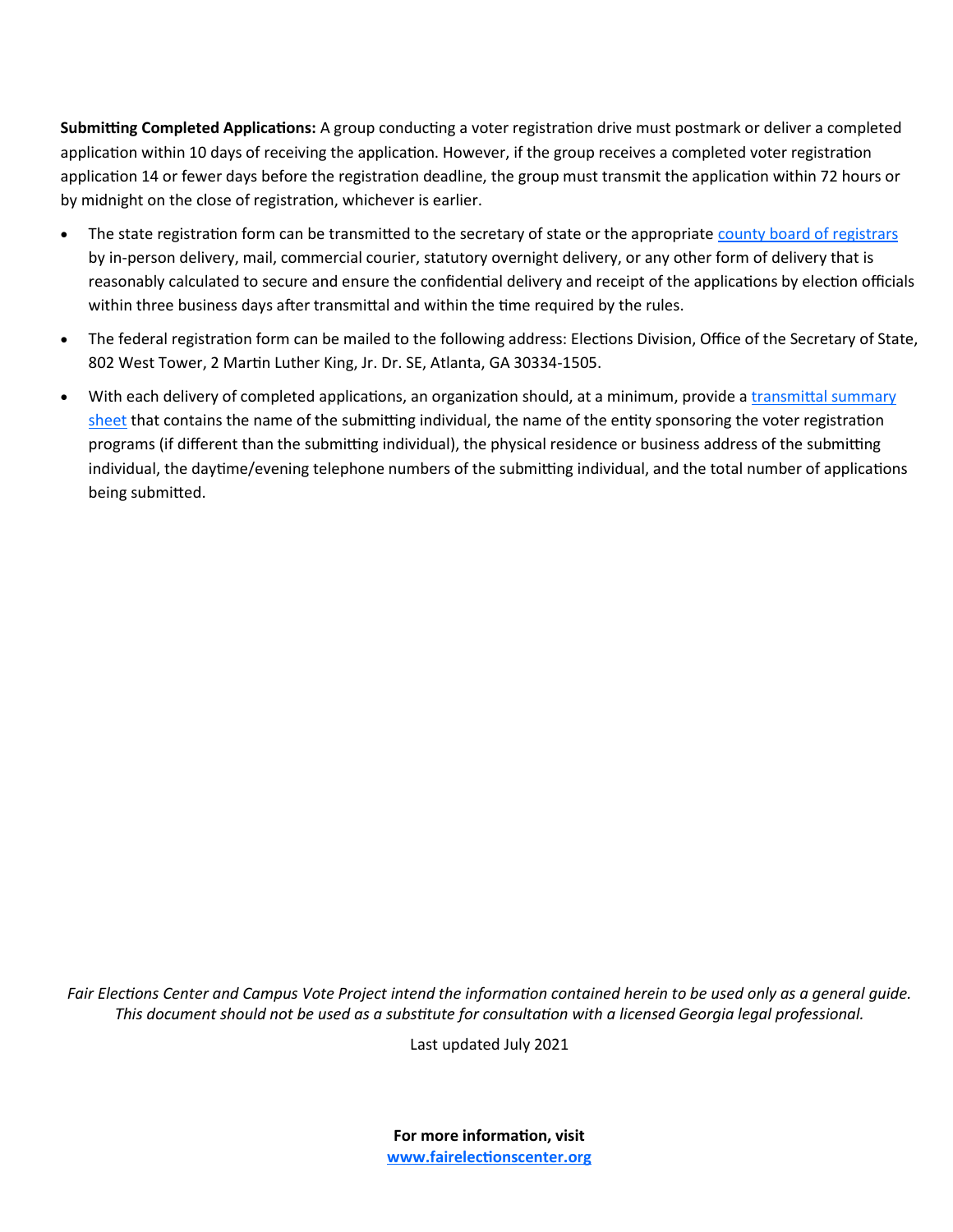**Submitting Completed Applications:** A group conducting a voter registration drive must postmark or deliver a completed application within 10 days of receiving the application. However, if the group receives a completed voter registration application 14 or fewer days before the registration deadline, the group must transmit the application within 72 hours or by midnight on the close of registration, whichever is earlier.

- The state registration form can be transmitted to the secretary of state or the appropriate [county board of registrars](#) by in-person delivery, mail, commercial courier, statutory overnight delivery, or any other form of delivery that is reasonably calculated to secure and ensure the confidential delivery and receipt of the applications by election officials within three business days after transmittal and within the time required by the rules.
- The federal registration form can be mailed to the following address: Elections Division, Office of the Secretary of State, 802 West Tower, 2 Martin Luther King, Jr. Dr. SE, Atlanta, GA 30334-1505.
- With each delivery of completed applications, an organization should, at a minimum, provide a [transmittal summary sheet](#) that contains the name of the submitting individual, the name of the entity sponsoring the voter registration programs (if different than the submitting individual), the physical residence or business address of the submitting individual, the daytime/evening telephone numbers of the submitting individual, and the total number of applications being submitted.

*Fair Elections Center and Campus Vote Project intend the information contained herein to be used only as a general guide. This document should not be used as a substitute for consultation with a licensed Georgia legal professional.*

Last updated July 2021

**For more information, visit**
**[www.fairelectionscenter.org](http://www.fairelectionscenter.org)**